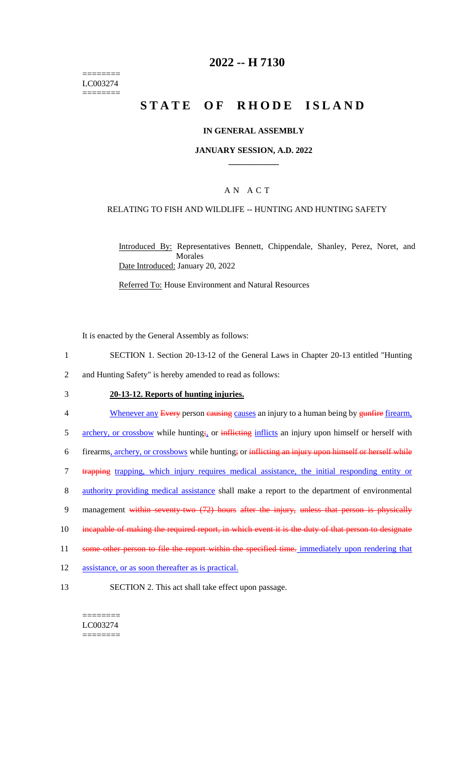========
LC003274
========

# 2022 -- H 7130

# STATE OF RHODE ISLAND

## IN GENERAL ASSEMBLY

### JANUARY SESSION, A.D. 2022

A N A C T

RELATING TO FISH AND WILDLIFE -- HUNTING AND HUNTING SAFETY

Introduced By: Representatives Bennett, Chippendale, Shanley, Perez, Noret, and Morales

Date Introduced: January 20, 2022

Referred To: House Environment and Natural Resources

It is enacted by the General Assembly as follows:

1 SECTION 1. Section 20-13-12 of the General Laws in Chapter 20-13 entitled "Hunting
2 and Hunting Safety" is hereby amended to read as follows:

3 **20-13-12. Reports of hunting injuries.**

4 Whenever any ~~Every~~ person ~~causing~~ causes an injury to a human being by ~~gunfire~~ firearm,
5 archery, or crossbow while hunting~~;~~, or ~~inflicting~~ inflicts an injury upon himself or herself with
6 firearms, archery, or crossbows while hunting~~;~~ or ~~inflicting an injury upon himself or herself while~~
7 ~~trapping~~ trapping, which injury requires medical assistance, the initial responding entity or
8 authority providing medical assistance shall make a report to the department of environmental
9 management ~~within seventy-two (72) hours after the injury, unless that person is physically~~
10 ~~incapable of making the required report, in which event it is the duty of that person to designate~~
11 ~~some other person to file the report within the specified time.~~ immediately upon rendering that
12 assistance, or as soon thereafter as is practical.

13 SECTION 2. This act shall take effect upon passage.

========
LC003274
========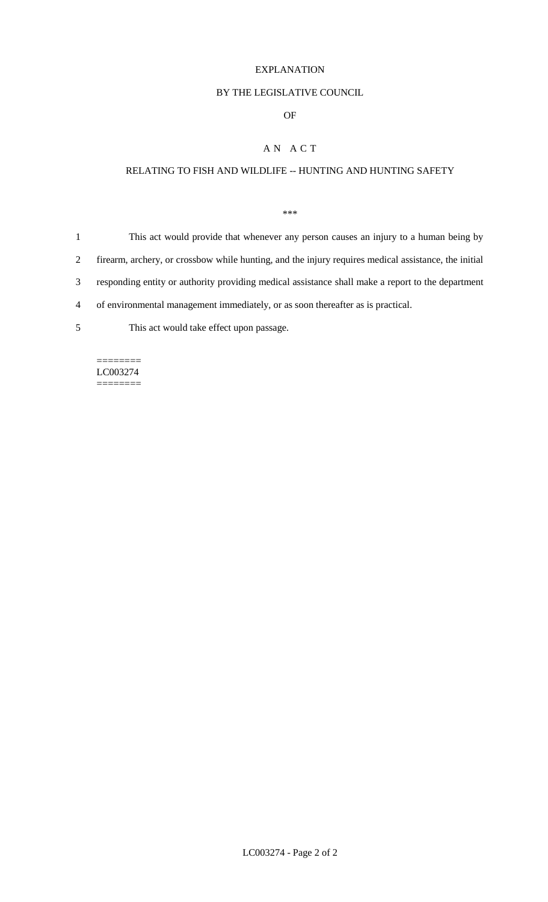EXPLANATION

BY THE LEGISLATIVE COUNCIL

OF

A N A C T

RELATING TO FISH AND WILDLIFE -- HUNTING AND HUNTING SAFETY

\*\*\*

1 This act would provide that whenever any person causes an injury to a human being by
2 firearm, archery, or crossbow while hunting, and the injury requires medical assistance, the initial
3 responding entity or authority providing medical assistance shall make a report to the department
4 of environmental management immediately, or as soon thereafter as is practical.
5 This act would take effect upon passage.

========
LC003274
========